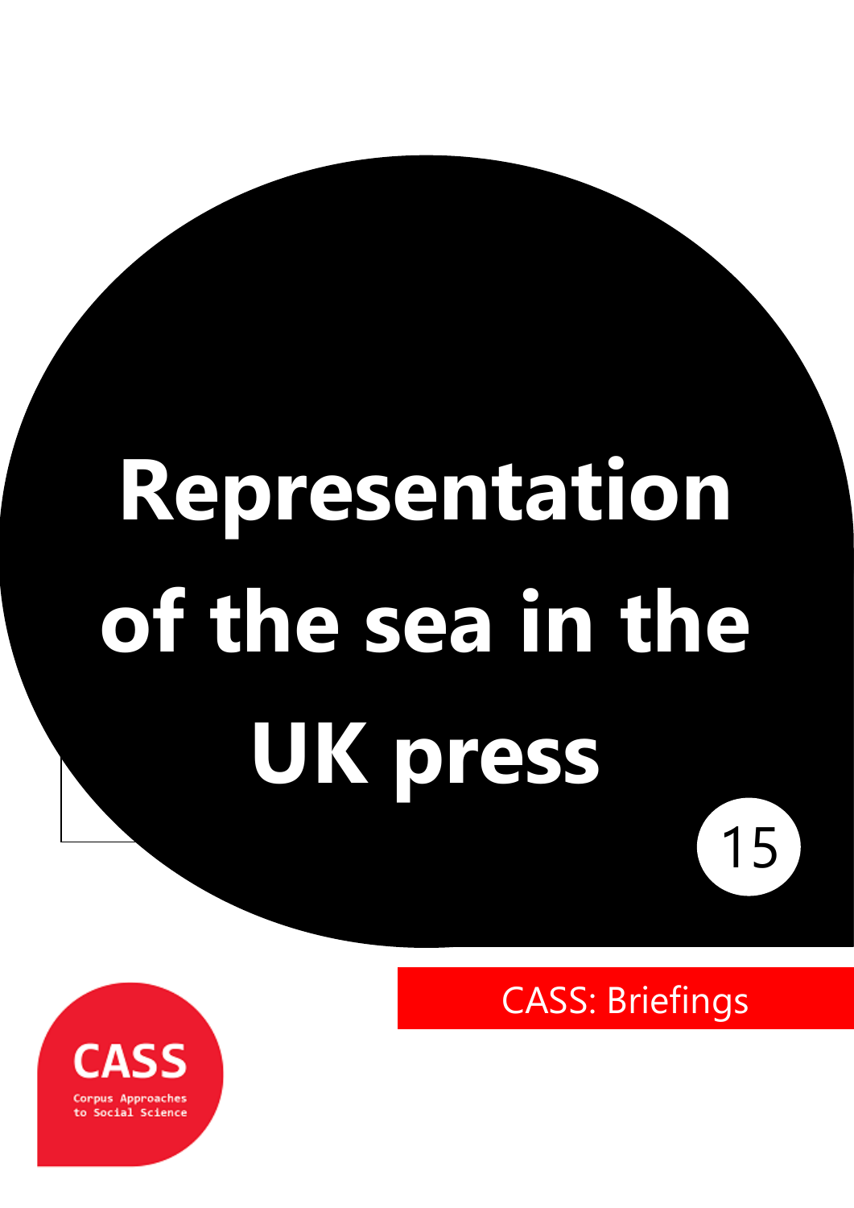# Representation of the sea in the UK press

15

CASS: Briefings

CASS

Corpus Approaches to Social Science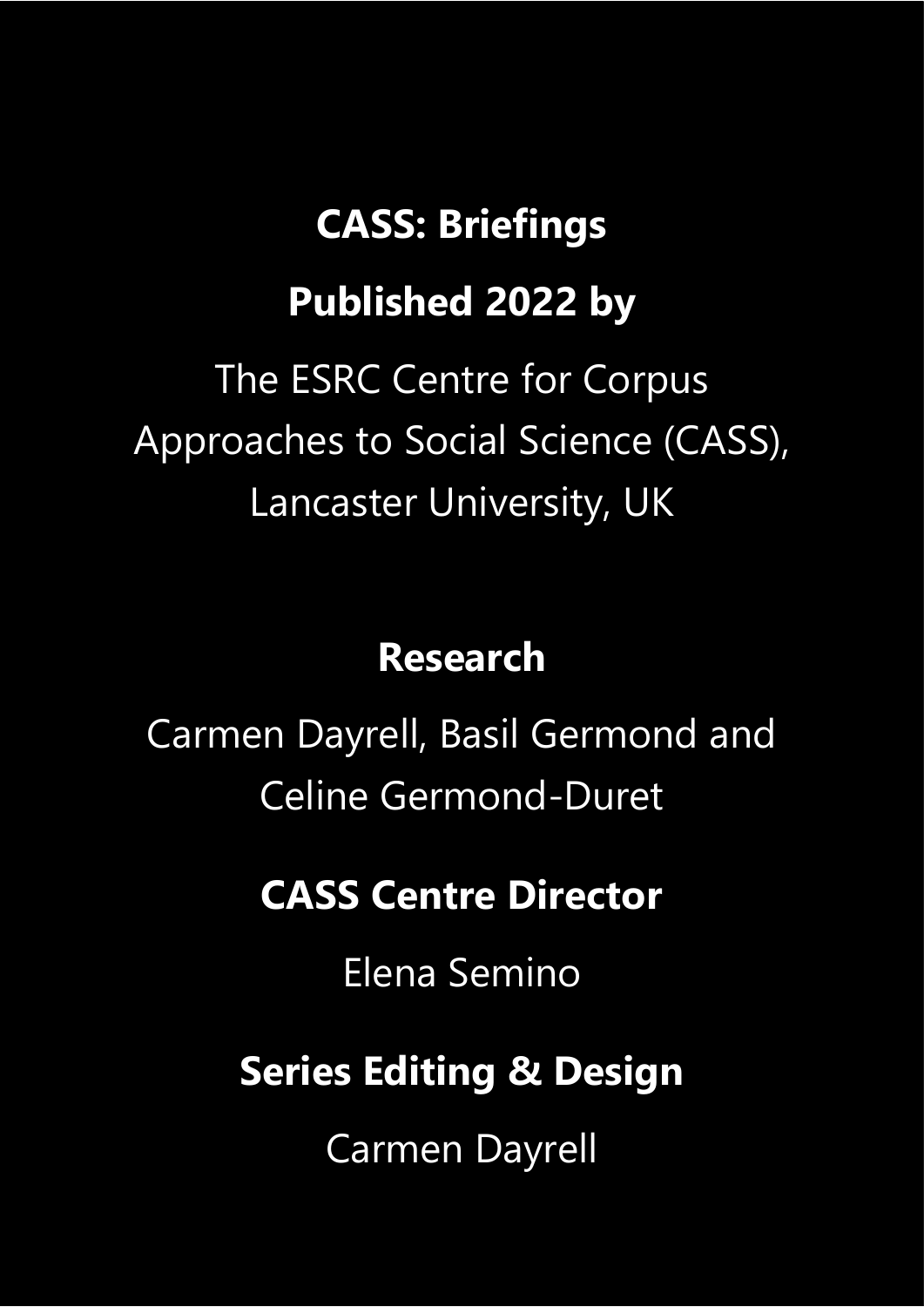**CASS: Briefings**

**Published 2022 by**

The ESRC Centre for Corpus Approaches to Social Science (CASS), Lancaster University, UK

**Research**

Carmen Dayrell, Basil Germond and Celine Germond-Duret

**CASS Centre Director**

Elena Semino

**Series Editing & Design**

Carmen Dayrell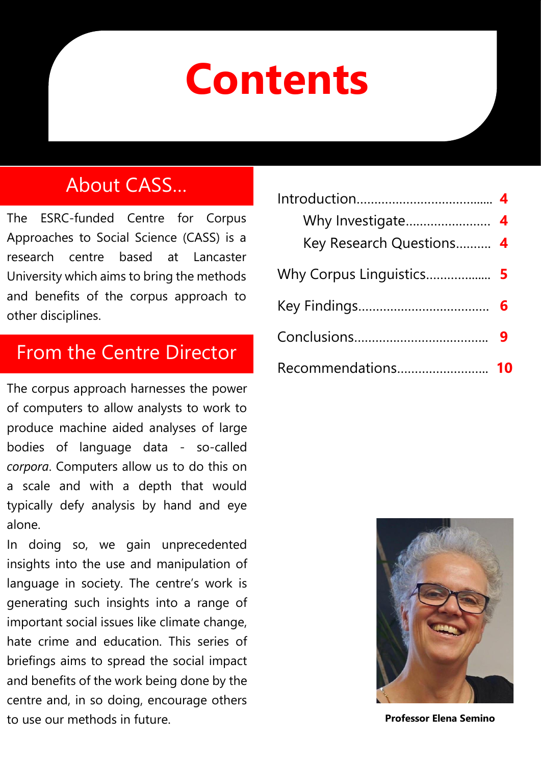# Contents

| | |
|---|---|
| Introduction | 4 |
| Why Investigate | 4 |
| Key Research Questions | 4 |
| Why Corpus Linguistics | 5 |
| Key Findings | 6 |
| Conclusions | 9 |
| Recommendations | 10 |

## About CASS...

The ESRC-funded Centre for Corpus Approaches to Social Science (CASS) is a research centre based at Lancaster University which aims to bring the methods and benefits of the corpus approach to other disciplines.

## From the Centre Director

The corpus approach harnesses the power of computers to allow analysts to work to produce machine aided analyses of large bodies of language data - so-called *corpora*. Computers allow us to do this on a scale and with a depth that would typically defy analysis by hand and eye alone.

In doing so, we gain unprecedented insights into the use and manipulation of language in society. The centre's work is generating such insights into a range of important social issues like climate change, hate crime and education. This series of briefings aims to spread the social impact and benefits of the work being done by the centre and, in so doing, encourage others to use our methods in future.

**Professor Elena Semino**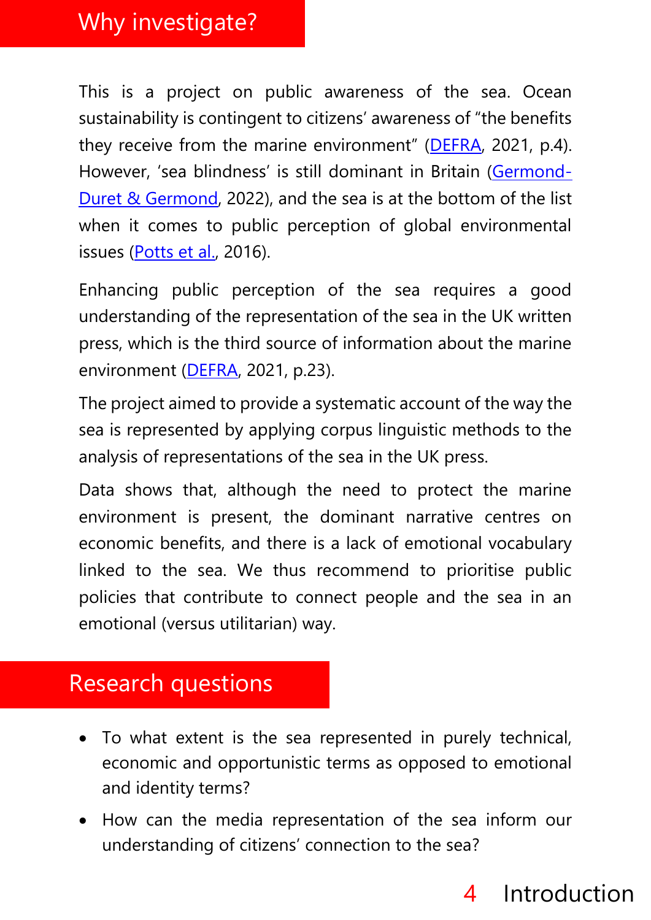## Why investigate?

This is a project on public awareness of the sea. Ocean sustainability is contingent to citizens' awareness of "the benefits they receive from the marine environment" (DEFRA, 2021, p.4). However, 'sea blindness' is still dominant in Britain (Germond-Duret & Germond, 2022), and the sea is at the bottom of the list when it comes to public perception of global environmental issues (Potts et al., 2016).

Enhancing public perception of the sea requires a good understanding of the representation of the sea in the UK written press, which is the third source of information about the marine environment (DEFRA, 2021, p.23).

The project aimed to provide a systematic account of the way the sea is represented by applying corpus linguistic methods to the analysis of representations of the sea in the UK press.

Data shows that, although the need to protect the marine environment is present, the dominant narrative centres on economic benefits, and there is a lack of emotional vocabulary linked to the sea. We thus recommend to prioritise public policies that contribute to connect people and the sea in an emotional (versus utilitarian) way.

## Research questions

- To what extent is the sea represented in purely technical, economic and opportunistic terms as opposed to emotional and identity terms?
- How can the media representation of the sea inform our understanding of citizens' connection to the sea?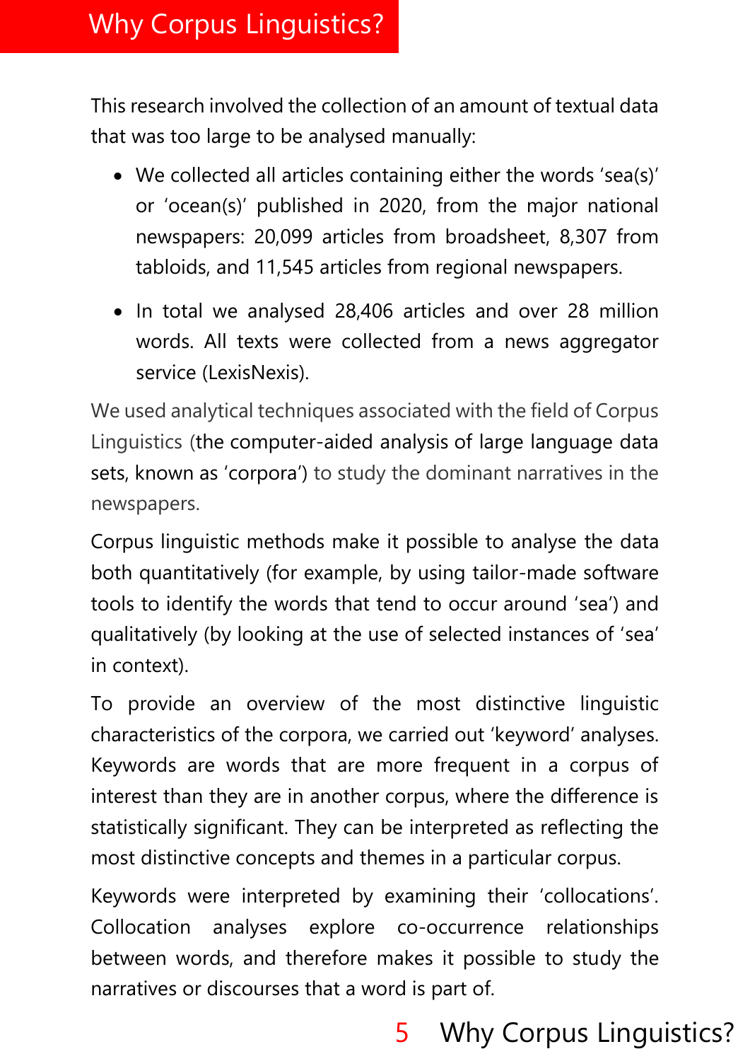# Why Corpus Linguistics?

This research involved the collection of an amount of textual data that was too large to be analysed manually:

- We collected all articles containing either the words 'sea(s)' or 'ocean(s)' published in 2020, from the major national newspapers: 20,099 articles from broadsheet, 8,307 from tabloids, and 11,545 articles from regional newspapers.
- In total we analysed 28,406 articles and over 28 million words. All texts were collected from a news aggregator service (LexisNexis).

We used analytical techniques associated with the field of Corpus Linguistics (the computer-aided analysis of large language data sets, known as 'corpora') to study the dominant narratives in the newspapers.

Corpus linguistic methods make it possible to analyse the data both quantitatively (for example, by using tailor-made software tools to identify the words that tend to occur around 'sea') and qualitatively (by looking at the use of selected instances of 'sea' in context).

To provide an overview of the most distinctive linguistic characteristics of the corpora, we carried out 'keyword' analyses. Keywords are words that are more frequent in a corpus of interest than they are in another corpus, where the difference is statistically significant. They can be interpreted as reflecting the most distinctive concepts and themes in a particular corpus.

Keywords were interpreted by examining their 'collocations'. Collocation analyses explore co-occurrence relationships between words, and therefore makes it possible to study the narratives or discourses that a word is part of.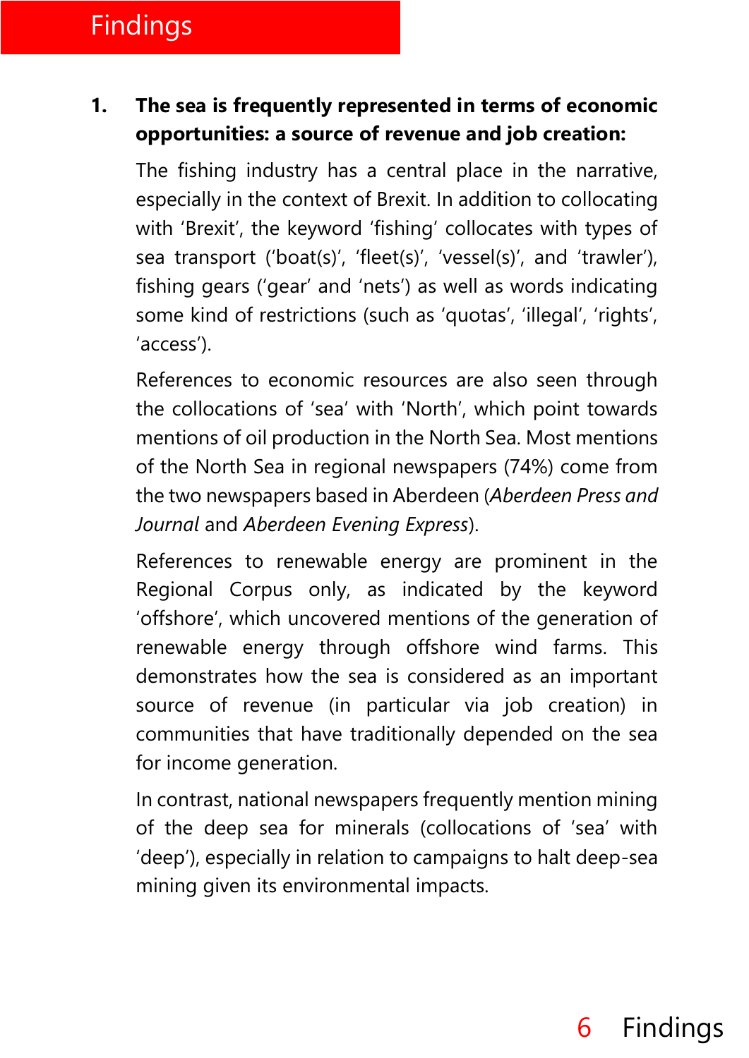# Findings

1. **The sea is frequently represented in terms of economic opportunities: a source of revenue and job creation:**

   The fishing industry has a central place in the narrative, especially in the context of Brexit. In addition to collocating with 'Brexit', the keyword 'fishing' collocates with types of sea transport ('boat(s)', 'fleet(s)', 'vessel(s)', and 'trawler'), fishing gears ('gear' and 'nets') as well as words indicating some kind of restrictions (such as 'quotas', 'illegal', 'rights', 'access').

   References to economic resources are also seen through the collocations of 'sea' with 'North', which point towards mentions of oil production in the North Sea. Most mentions of the North Sea in regional newspapers (74%) come from the two newspapers based in Aberdeen (*Aberdeen Press and Journal* and *Aberdeen Evening Express*).

   References to renewable energy are prominent in the Regional Corpus only, as indicated by the keyword 'offshore', which uncovered mentions of the generation of renewable energy through offshore wind farms. This demonstrates how the sea is considered as an important source of revenue (in particular via job creation) in communities that have traditionally depended on the sea for income generation.

   In contrast, national newspapers frequently mention mining of the deep sea for minerals (collocations of 'sea' with 'deep'), especially in relation to campaigns to halt deep-sea mining given its environmental impacts.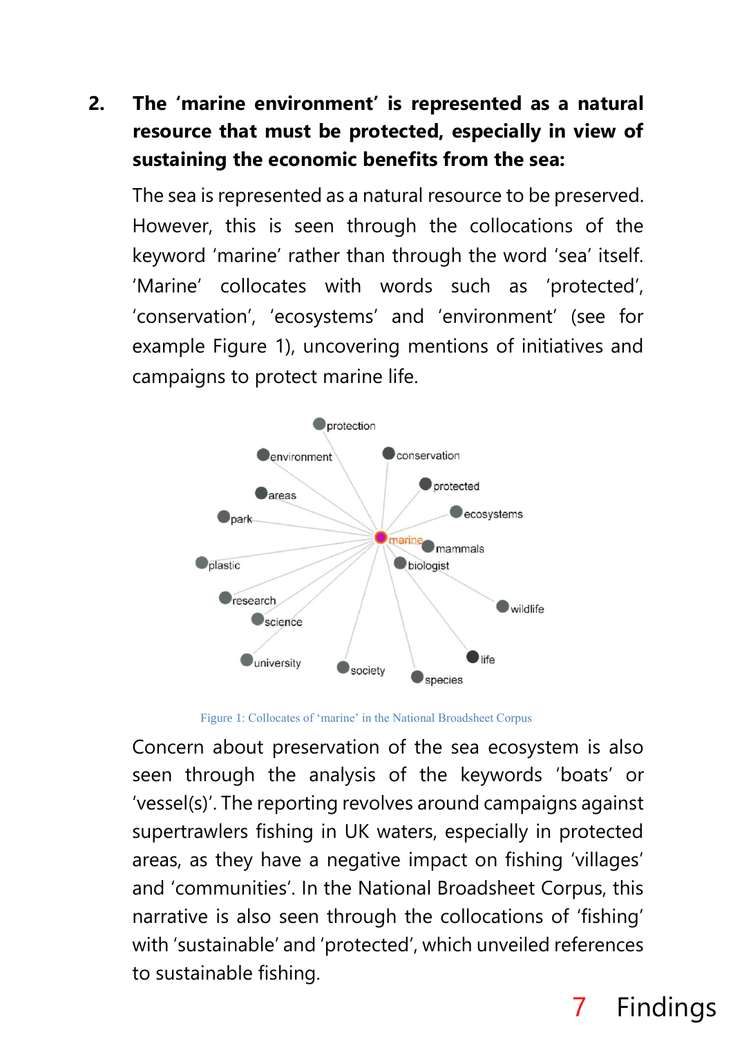2. **The 'marine environment' is represented as a natural resource that must be protected, especially in view of sustaining the economic benefits from the sea:**

   The sea is represented as a natural resource to be preserved. However, this is seen through the collocations of the keyword 'marine' rather than through the word 'sea' itself. 'Marine' collocates with words such as 'protected', 'conservation', 'ecosystems' and 'environment' (see for example Figure 1), uncovering mentions of initiatives and campaigns to protect marine life.

   Figure 1: Collocates of 'marine' in the National Broadsheet Corpus

   Concern about preservation of the sea ecosystem is also seen through the analysis of the keywords 'boats' or 'vessel(s)'. The reporting revolves around campaigns against supertrawlers fishing in UK waters, especially in protected areas, as they have a negative impact on fishing 'villages' and 'communities'. In the National Broadsheet Corpus, this narrative is also seen through the collocations of 'fishing' with 'sustainable' and 'protected', which unveiled references to sustainable fishing.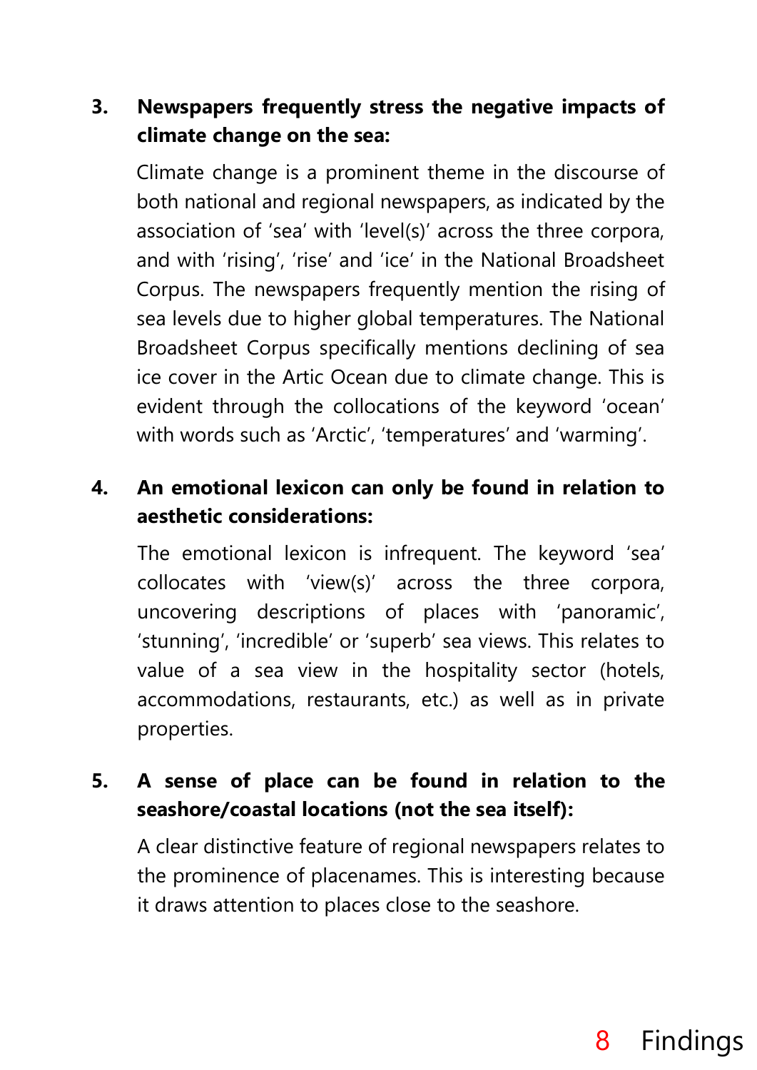3. **Newspapers frequently stress the negative impacts of climate change on the sea:**

   Climate change is a prominent theme in the discourse of both national and regional newspapers, as indicated by the association of 'sea' with 'level(s)' across the three corpora, and with 'rising', 'rise' and 'ice' in the National Broadsheet Corpus. The newspapers frequently mention the rising of sea levels due to higher global temperatures. The National Broadsheet Corpus specifically mentions declining of sea ice cover in the Artic Ocean due to climate change. This is evident through the collocations of the keyword 'ocean' with words such as 'Arctic', 'temperatures' and 'warming'.

4. **An emotional lexicon can only be found in relation to aesthetic considerations:**

   The emotional lexicon is infrequent. The keyword 'sea' collocates with 'view(s)' across the three corpora, uncovering descriptions of places with 'panoramic', 'stunning', 'incredible' or 'superb' sea views. This relates to value of a sea view in the hospitality sector (hotels, accommodations, restaurants, etc.) as well as in private properties.

5. **A sense of place can be found in relation to the seashore/coastal locations (not the sea itself):**

   A clear distinctive feature of regional newspapers relates to the prominence of placenames. This is interesting because it draws attention to places close to the seashore.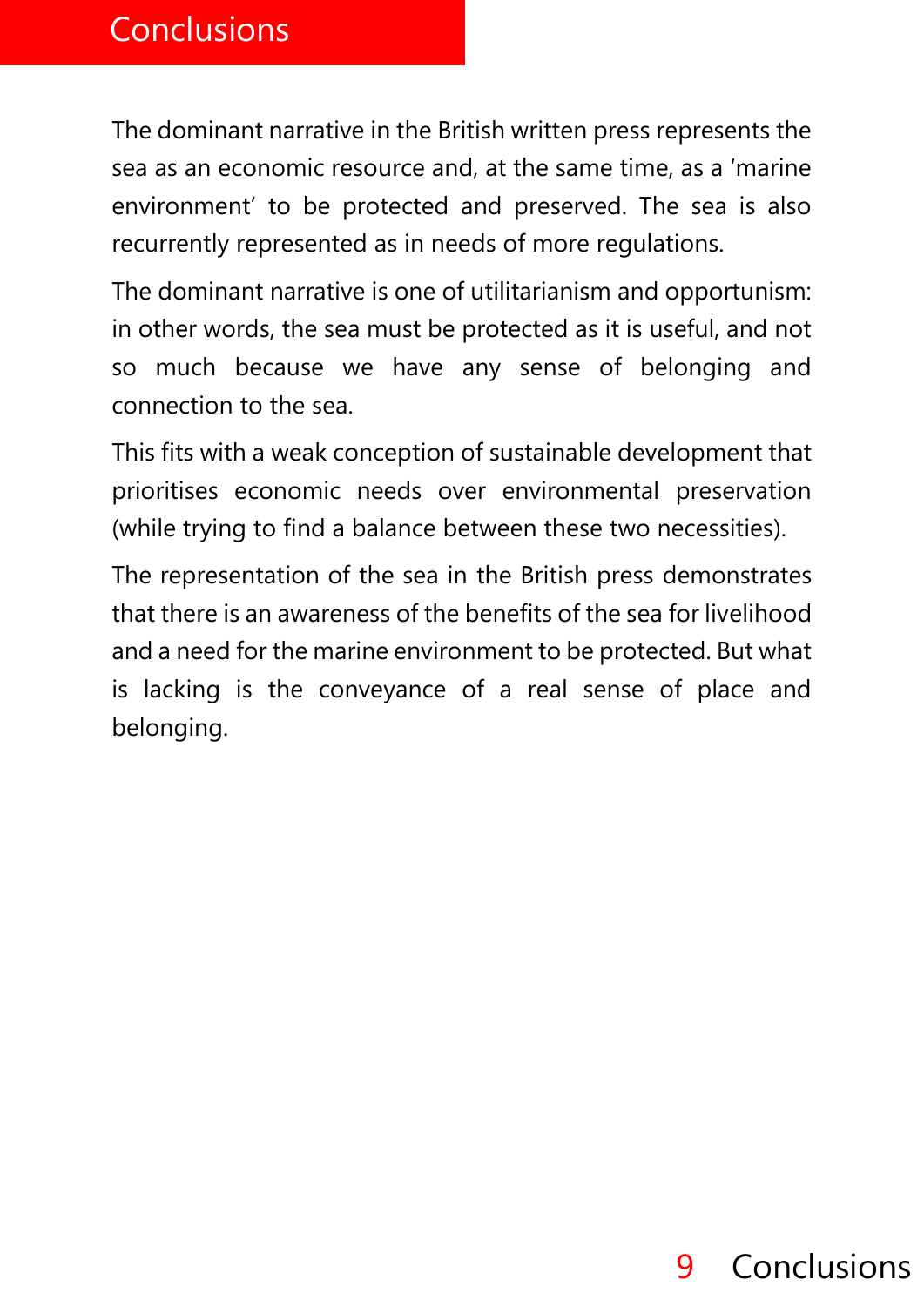# Conclusions

The dominant narrative in the British written press represents the sea as an economic resource and, at the same time, as a 'marine environment' to be protected and preserved. The sea is also recurrently represented as in needs of more regulations.

The dominant narrative is one of utilitarianism and opportunism: in other words, the sea must be protected as it is useful, and not so much because we have any sense of belonging and connection to the sea.

This fits with a weak conception of sustainable development that prioritises economic needs over environmental preservation (while trying to find a balance between these two necessities).

The representation of the sea in the British press demonstrates that there is an awareness of the benefits of the sea for livelihood and a need for the marine environment to be protected. But what is lacking is the conveyance of a real sense of place and belonging.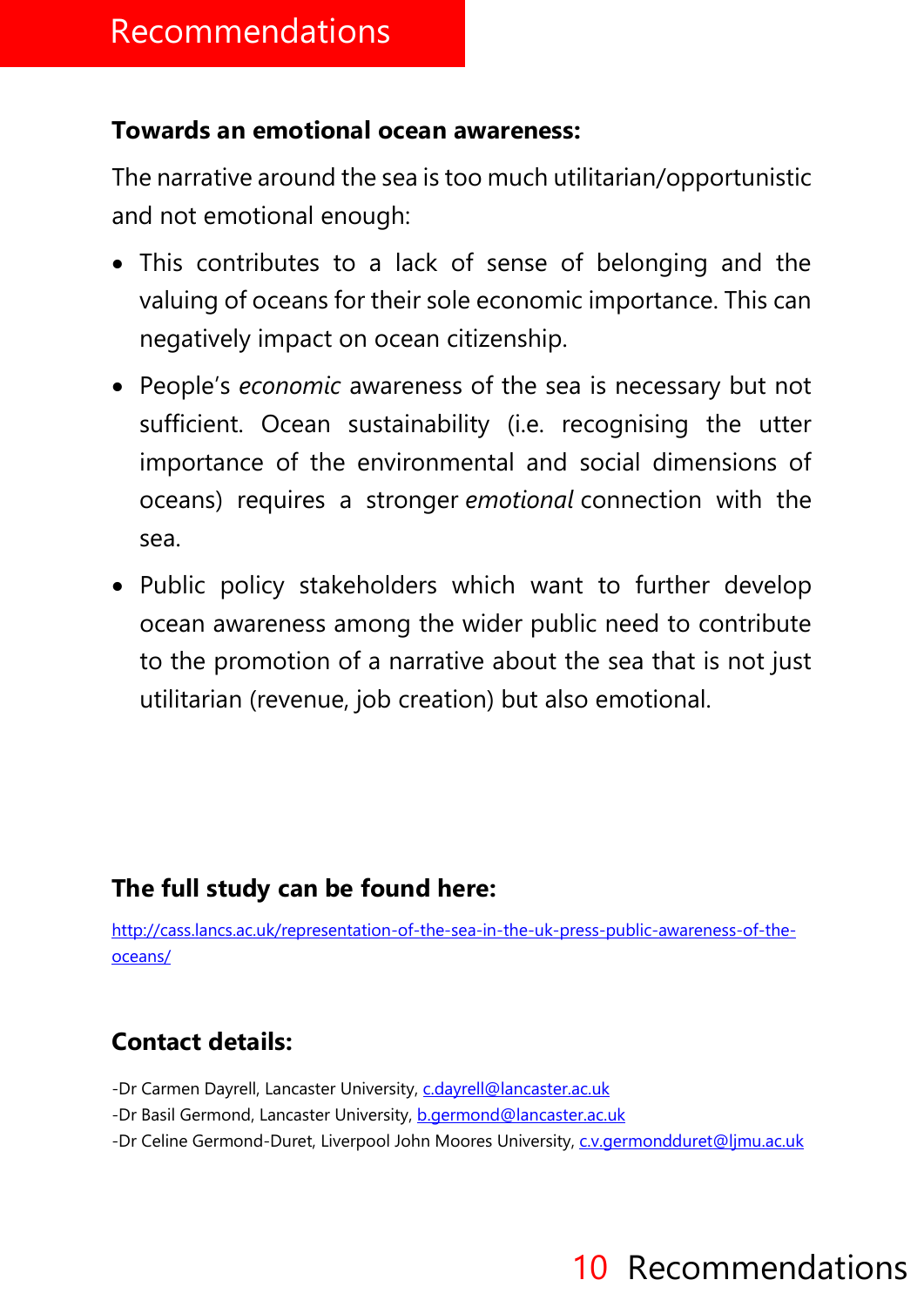# Recommendations

**Towards an emotional ocean awareness:**

The narrative around the sea is too much utilitarian/opportunistic and not emotional enough:

- This contributes to a lack of sense of belonging and the valuing of oceans for their sole economic importance. This can negatively impact on ocean citizenship.
- People's *economic* awareness of the sea is necessary but not sufficient. Ocean sustainability (i.e. recognising the utter importance of the environmental and social dimensions of oceans) requires a stronger *emotional* connection with the sea.
- Public policy stakeholders which want to further develop ocean awareness among the wider public need to contribute to the promotion of a narrative about the sea that is not just utilitarian (revenue, job creation) but also emotional.

**The full study can be found here:**

http://cass.lancs.ac.uk/representation-of-the-sea-in-the-uk-press-public-awareness-of-the-oceans/

**Contact details:**

-Dr Carmen Dayrell, Lancaster University, c.dayrell@lancaster.ac.uk
-Dr Basil Germond, Lancaster University, b.germond@lancaster.ac.uk
-Dr Celine Germond-Duret, Liverpool John Moores University, c.v.germondduret@ljmu.ac.uk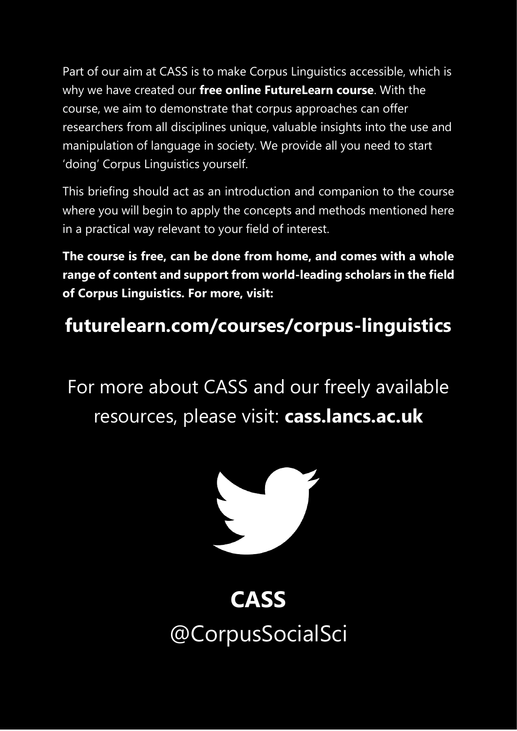Part of our aim at CASS is to make Corpus Linguistics accessible, which is why we have created our **free online FutureLearn course**. With the course, we aim to demonstrate that corpus approaches can offer researchers from all disciplines unique, valuable insights into the use and manipulation of language in society. We provide all you need to start 'doing' Corpus Linguistics yourself.

This briefing should act as an introduction and companion to the course where you will begin to apply the concepts and methods mentioned here in a practical way relevant to your field of interest.

**The course is free, can be done from home, and comes with a whole range of content and support from world-leading scholars in the field of Corpus Linguistics. For more, visit:**

**futurelearn.com/courses/corpus-linguistics**

For more about CASS and our freely available resources, please visit: **cass.lancs.ac.uk**

**CASS**

@CorpusSocialSci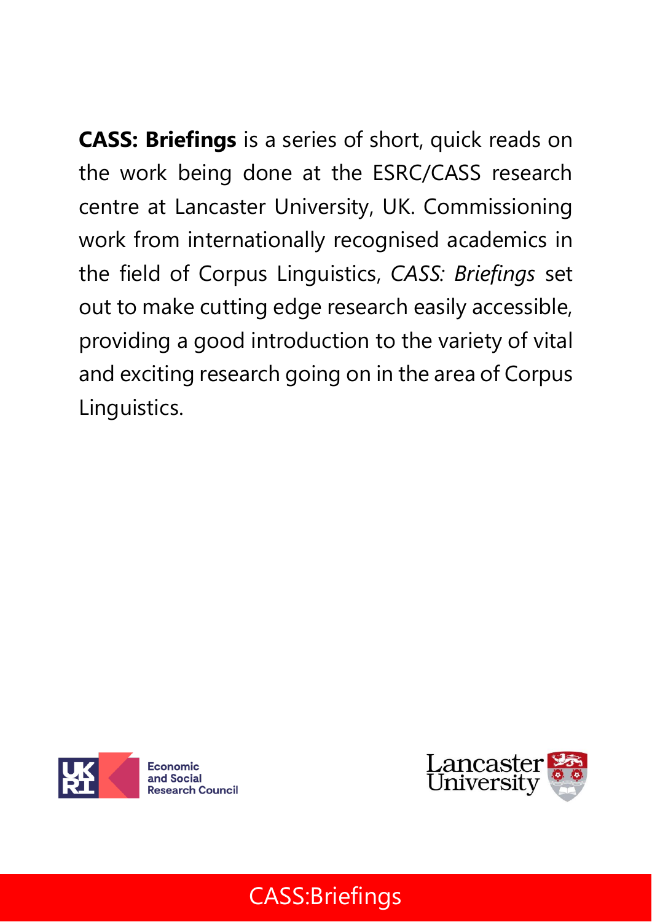**CASS: Briefings** is a series of short, quick reads on the work being done at the ESRC/CASS research centre at Lancaster University, UK. Commissioning work from internationally recognised academics in the field of Corpus Linguistics, *CASS: Briefings* set out to make cutting edge research easily accessible, providing a good introduction to the variety of vital and exciting research going on in the area of Corpus Linguistics.

Economic and Social Research Council

Lancaster University